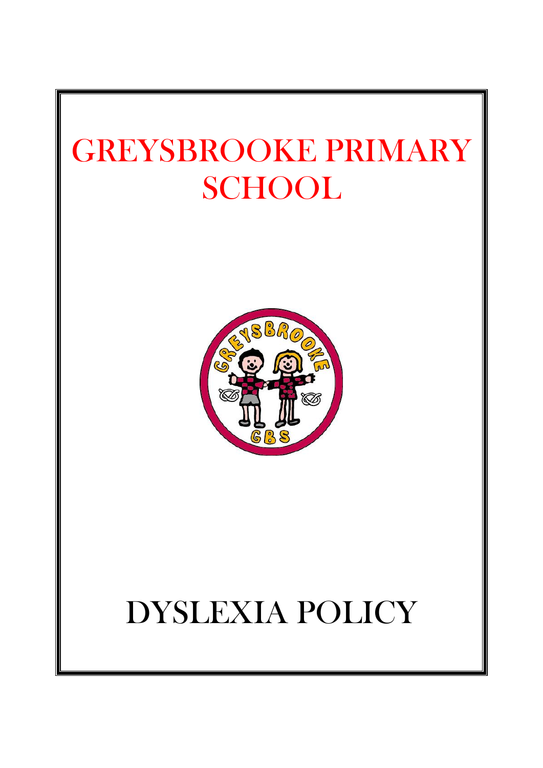# GREYSBROOKE PRIMARY SCHOOL

# DYSLEXIA POLICY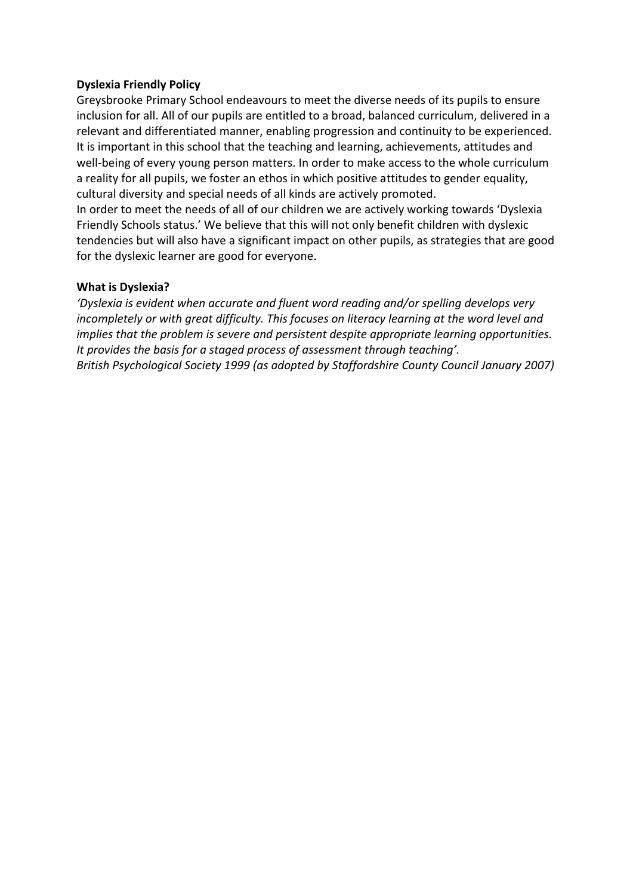**Dyslexia Friendly Policy**

Greysbrooke Primary School endeavours to meet the diverse needs of its pupils to ensure inclusion for all. All of our pupils are entitled to a broad, balanced curriculum, delivered in a relevant and differentiated manner, enabling progression and continuity to be experienced. It is important in this school that the teaching and learning, achievements, attitudes and well-being of every young person matters. In order to make access to the whole curriculum a reality for all pupils, we foster an ethos in which positive attitudes to gender equality, cultural diversity and special needs of all kinds are actively promoted.

In order to meet the needs of all of our children we are actively working towards 'Dyslexia Friendly Schools status.' We believe that this will not only benefit children with dyslexic tendencies but will also have a significant impact on other pupils, as strategies that are good for the dyslexic learner are good for everyone.

**What is Dyslexia?**

*'Dyslexia is evident when accurate and fluent word reading and/or spelling develops very incompletely or with great difficulty. This focuses on literacy learning at the word level and implies that the problem is severe and persistent despite appropriate learning opportunities. It provides the basis for a staged process of assessment through teaching'.*

*British Psychological Society 1999 (as adopted by Staffordshire County Council January 2007)*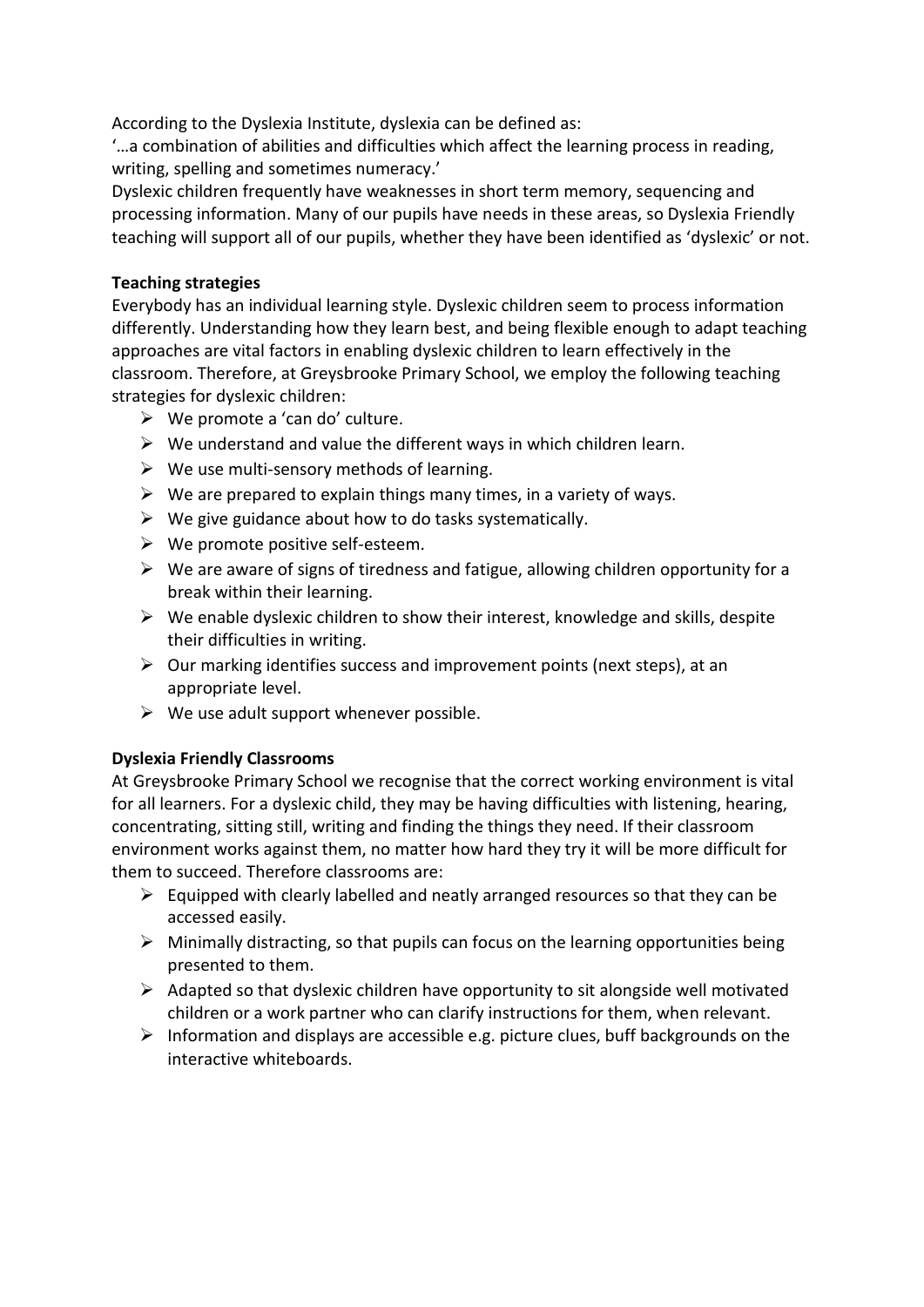According to the Dyslexia Institute, dyslexia can be defined as:
'…a combination of abilities and difficulties which affect the learning process in reading, writing, spelling and sometimes numeracy.'
Dyslexic children frequently have weaknesses in short term memory, sequencing and processing information. Many of our pupils have needs in these areas, so Dyslexia Friendly teaching will support all of our pupils, whether they have been identified as 'dyslexic' or not.

**Teaching strategies**

Everybody has an individual learning style. Dyslexic children seem to process information differently. Understanding how they learn best, and being flexible enough to adapt teaching approaches are vital factors in enabling dyslexic children to learn effectively in the classroom. Therefore, at Greysbrooke Primary School, we employ the following teaching strategies for dyslexic children:

- We promote a 'can do' culture.
- We understand and value the different ways in which children learn.
- We use multi-sensory methods of learning.
- We are prepared to explain things many times, in a variety of ways.
- We give guidance about how to do tasks systematically.
- We promote positive self-esteem.
- We are aware of signs of tiredness and fatigue, allowing children opportunity for a break within their learning.
- We enable dyslexic children to show their interest, knowledge and skills, despite their difficulties in writing.
- Our marking identifies success and improvement points (next steps), at an appropriate level.
- We use adult support whenever possible.

**Dyslexia Friendly Classrooms**

At Greysbrooke Primary School we recognise that the correct working environment is vital for all learners. For a dyslexic child, they may be having difficulties with listening, hearing, concentrating, sitting still, writing and finding the things they need. If their classroom environment works against them, no matter how hard they try it will be more difficult for them to succeed. Therefore classrooms are:

- Equipped with clearly labelled and neatly arranged resources so that they can be accessed easily.
- Minimally distracting, so that pupils can focus on the learning opportunities being presented to them.
- Adapted so that dyslexic children have opportunity to sit alongside well motivated children or a work partner who can clarify instructions for them, when relevant.
- Information and displays are accessible e.g. picture clues, buff backgrounds on the interactive whiteboards.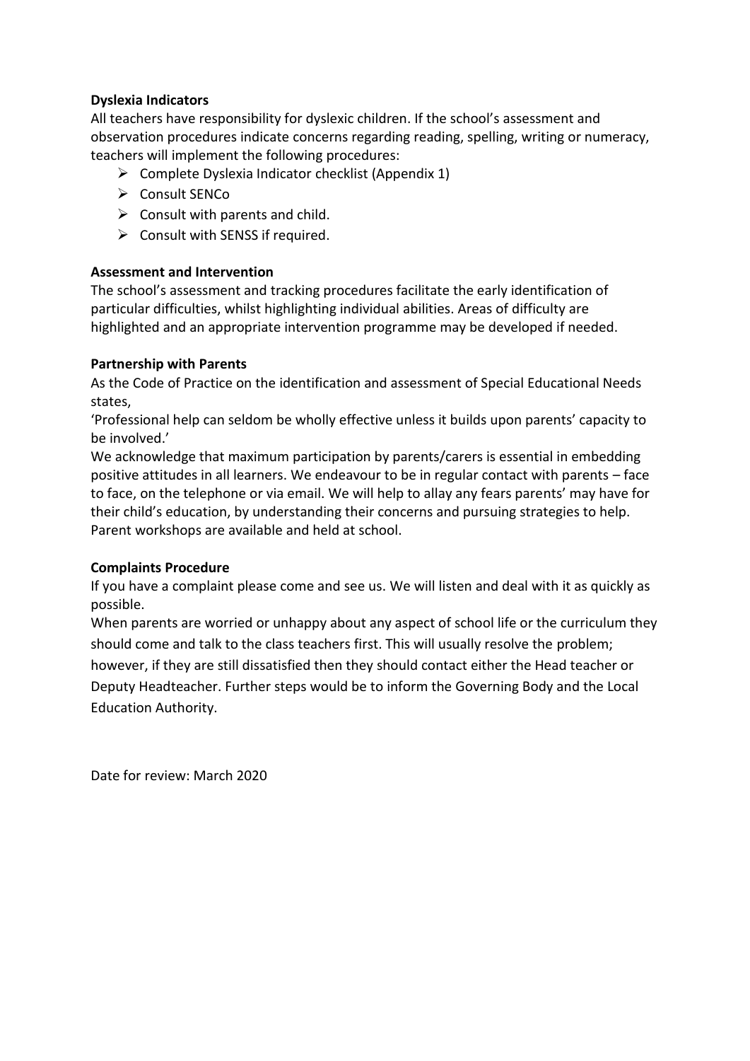**Dyslexia Indicators**

All teachers have responsibility for dyslexic children. If the school's assessment and observation procedures indicate concerns regarding reading, spelling, writing or numeracy, teachers will implement the following procedures:

- Complete Dyslexia Indicator checklist (Appendix 1)
- Consult SENCo
- Consult with parents and child.
- Consult with SENSS if required.

**Assessment and Intervention**

The school's assessment and tracking procedures facilitate the early identification of particular difficulties, whilst highlighting individual abilities. Areas of difficulty are highlighted and an appropriate intervention programme may be developed if needed.

**Partnership with Parents**

As the Code of Practice on the identification and assessment of Special Educational Needs states,

'Professional help can seldom be wholly effective unless it builds upon parents' capacity to be involved.'

We acknowledge that maximum participation by parents/carers is essential in embedding positive attitudes in all learners. We endeavour to be in regular contact with parents – face to face, on the telephone or via email. We will help to allay any fears parents' may have for their child's education, by understanding their concerns and pursuing strategies to help. Parent workshops are available and held at school.

**Complaints Procedure**

If you have a complaint please come and see us. We will listen and deal with it as quickly as possible.

When parents are worried or unhappy about any aspect of school life or the curriculum they should come and talk to the class teachers first. This will usually resolve the problem; however, if they are still dissatisfied then they should contact either the Head teacher or Deputy Headteacher. Further steps would be to inform the Governing Body and the Local Education Authority.

Date for review: March 2020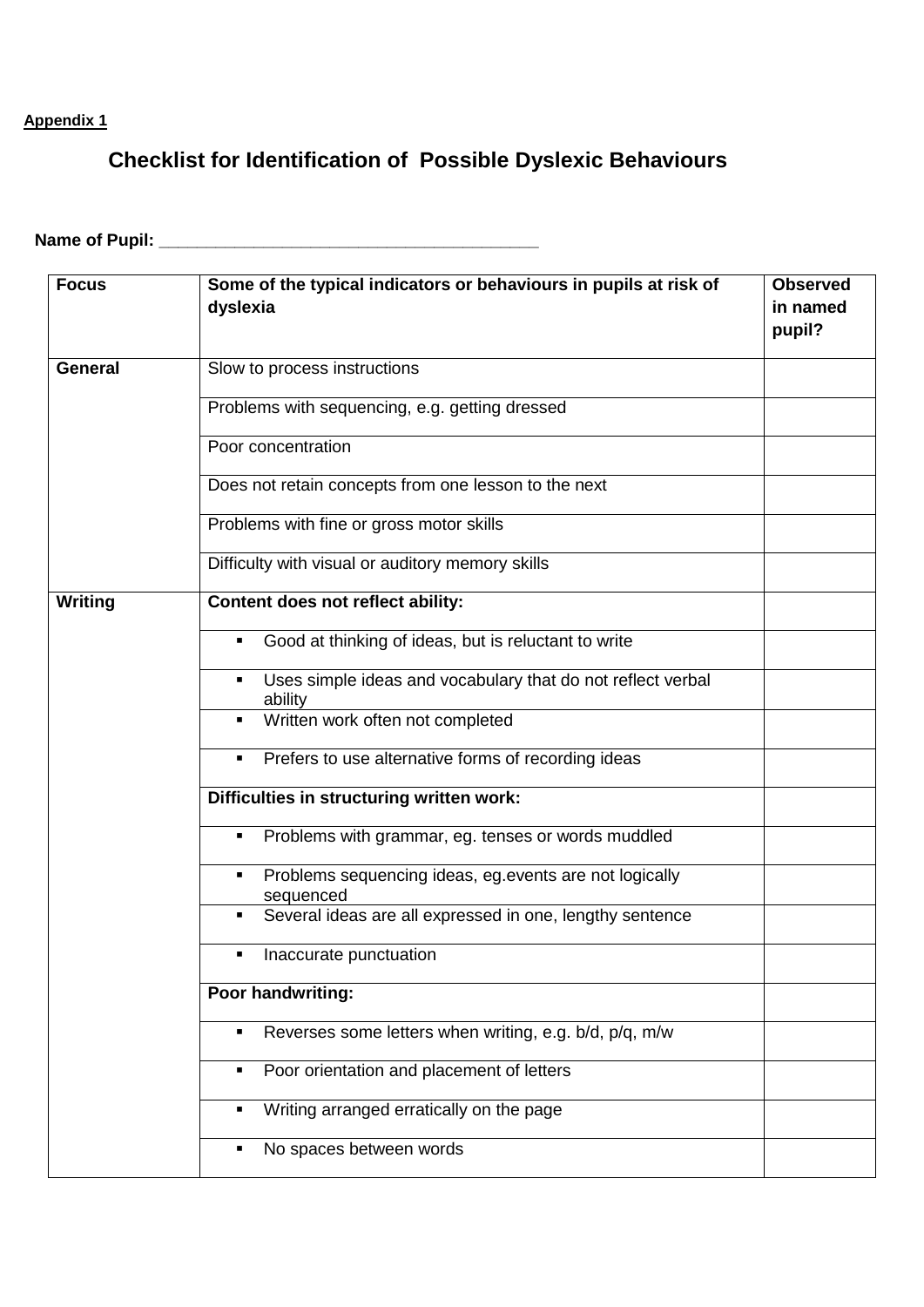**Appendix 1**

## Checklist for Identification of Possible Dyslexic Behaviours

**Name of Pupil: ________________________________________**

| **Focus** | **Some of the typical indicators or behaviours in pupils at risk of dyslexia** | **Observed in named pupil?** |
|---|---|---|
| **General** | Slow to process instructions | |
| | Problems with sequencing, e.g. getting dressed | |
| | Poor concentration | |
| | Does not retain concepts from one lesson to the next | |
| | Problems with fine or gross motor skills | |
| | Difficulty with visual or auditory memory skills | |
| **Writing** | **Content does not reflect ability:** | |
| | ▪ Good at thinking of ideas, but is reluctant to write | |
| | ▪ Uses simple ideas and vocabulary that do not reflect verbal ability | |
| | ▪ Written work often not completed | |
| | ▪ Prefers to use alternative forms of recording ideas | |
| | **Difficulties in structuring written work:** | |
| | ▪ Problems with grammar, eg. tenses or words muddled | |
| | ▪ Problems sequencing ideas, eg.events are not logically sequenced | |
| | ▪ Several ideas are all expressed in one, lengthy sentence | |
| | ▪ Inaccurate punctuation | |
| | **Poor handwriting:** | |
| | ▪ Reverses some letters when writing, e.g. b/d, p/q, m/w | |
| | ▪ Poor orientation and placement of letters | |
| | ▪ Writing arranged erratically on the page | |
| | ▪ No spaces between words | |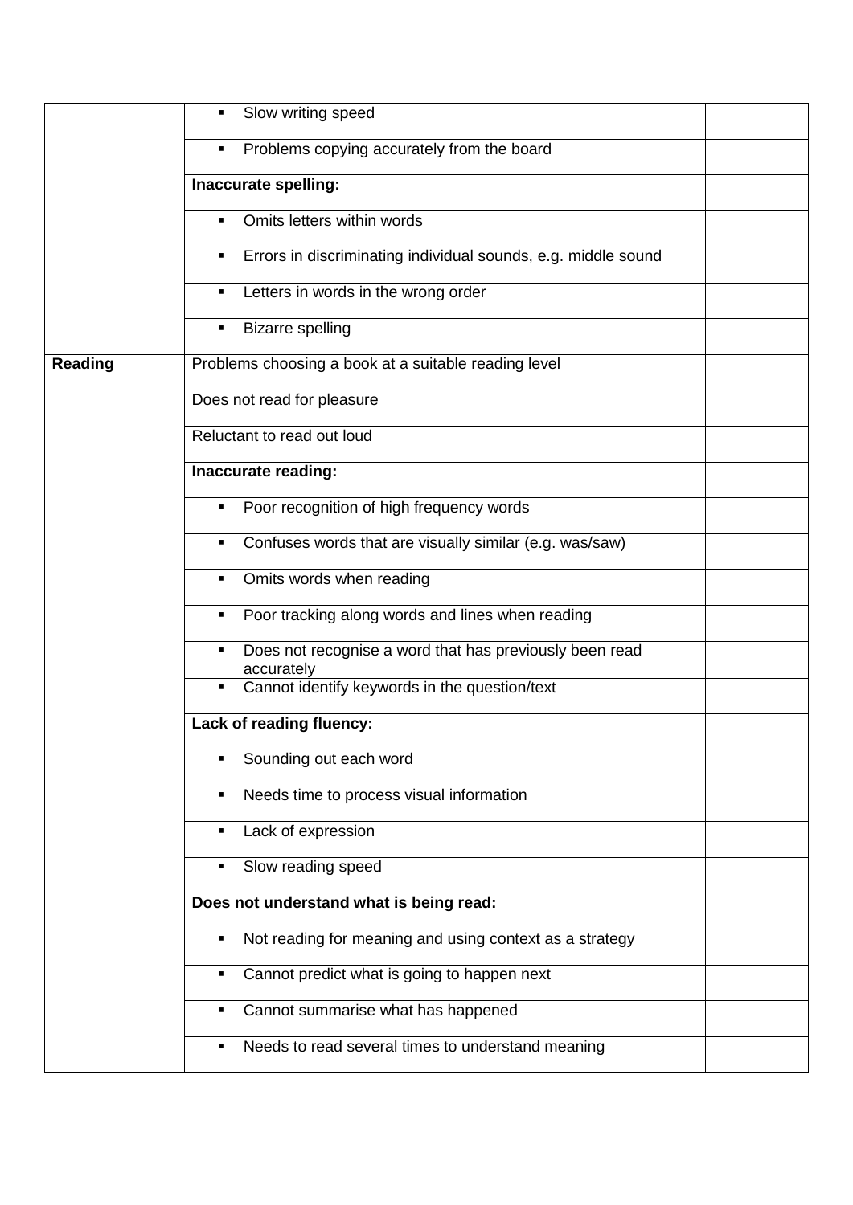| | | |
|---|---|---|
| | ▪ Slow writing speed | |
| | ▪ Problems copying accurately from the board | |
| | **Inaccurate spelling:** | |
| | ▪ Omits letters within words | |
| | ▪ Errors in discriminating individual sounds, e.g. middle sound | |
| | ▪ Letters in words in the wrong order | |
| | ▪ Bizarre spelling | |
| **Reading** | Problems choosing a book at a suitable reading level | |
| | Does not read for pleasure | |
| | Reluctant to read out loud | |
| | **Inaccurate reading:** | |
| | ▪ Poor recognition of high frequency words | |
| | ▪ Confuses words that are visually similar (e.g. was/saw) | |
| | ▪ Omits words when reading | |
| | ▪ Poor tracking along words and lines when reading | |
| | ▪ Does not recognise a word that has previously been read accurately | |
| | ▪ Cannot identify keywords in the question/text | |
| | **Lack of reading fluency:** | |
| | ▪ Sounding out each word | |
| | ▪ Needs time to process visual information | |
| | ▪ Lack of expression | |
| | ▪ Slow reading speed | |
| | **Does not understand what is being read:** | |
| | ▪ Not reading for meaning and using context as a strategy | |
| | ▪ Cannot predict what is going to happen next | |
| | ▪ Cannot summarise what has happened | |
| | ▪ Needs to read several times to understand meaning | |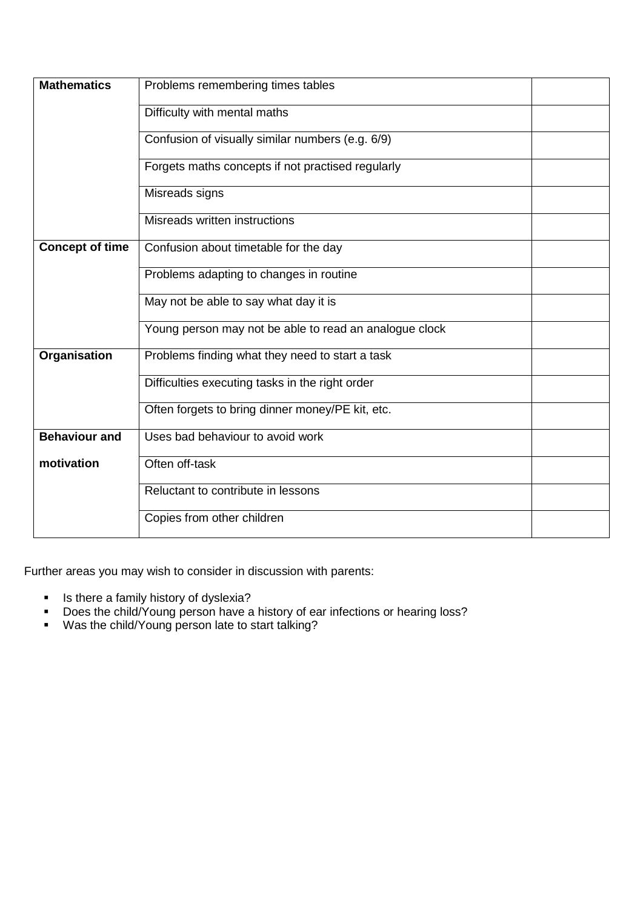| | | |
|---|---|---|
| **Mathematics** | Problems remembering times tables | |
| | Difficulty with mental maths | |
| | Confusion of visually similar numbers (e.g. 6/9) | |
| | Forgets maths concepts if not practised regularly | |
| | Misreads signs | |
| | Misreads written instructions | |
| **Concept of time** | Confusion about timetable for the day | |
| | Problems adapting to changes in routine | |
| | May not be able to say what day it is | |
| | Young person may not be able to read an analogue clock | |
| **Organisation** | Problems finding what they need to start a task | |
| | Difficulties executing tasks in the right order | |
| | Often forgets to bring dinner money/PE kit, etc. | |
| **Behaviour and motivation** | Uses bad behaviour to avoid work | |
| | Often off-task | |
| | Reluctant to contribute in lessons | |
| | Copies from other children | |

Further areas you may wish to consider in discussion with parents:

- Is there a family history of dyslexia?
- Does the child/Young person have a history of ear infections or hearing loss?
- Was the child/Young person late to start talking?